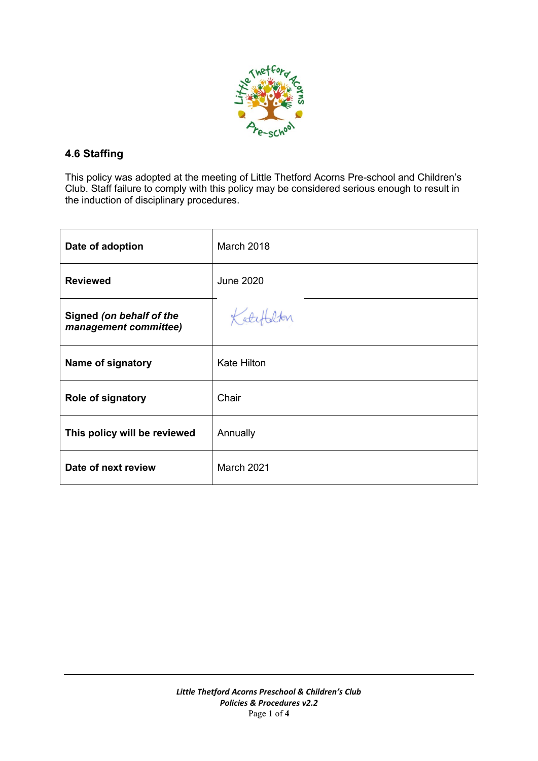## 4.6 Staffing

This policy was adopted at the meeting of Little Thetford Acorns Pre-school and Children's Club. Staff failure to comply with this policy may be considered serious enough to result in the induction of disciplinary procedures.

| | |
|---|---|
| **Date of adoption** | March 2018 |
| **Reviewed** | June 2020 |
| **Signed** ***(on behalf of the management committee)*** | Kate Hilton |
| **Name of signatory** | Kate Hilton |
| **Role of signatory** | Chair |
| **This policy will be reviewed** | Annually |
| **Date of next review** | March 2021 |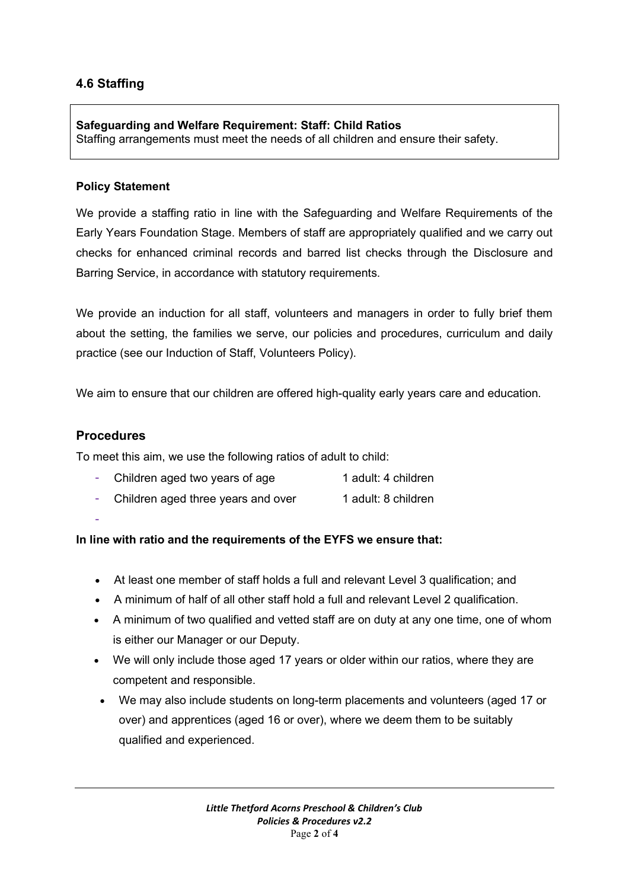## 4.6 Staffing

**Safeguarding and Welfare Requirement: Staff: Child Ratios**
Staffing arrangements must meet the needs of all children and ensure their safety.

**Policy Statement**

We provide a staffing ratio in line with the Safeguarding and Welfare Requirements of the Early Years Foundation Stage. Members of staff are appropriately qualified and we carry out checks for enhanced criminal records and barred list checks through the Disclosure and Barring Service, in accordance with statutory requirements.

We provide an induction for all staff, volunteers and managers in order to fully brief them about the setting, the families we serve, our policies and procedures, curriculum and daily practice (see our Induction of Staff, Volunteers Policy).

We aim to ensure that our children are offered high-quality early years care and education.

### Procedures

To meet this aim, we use the following ratios of adult to child:

- Children aged two years of age — 1 adult: 4 children
- Children aged three years and over — 1 adult: 8 children

**In line with ratio and the requirements of the EYFS we ensure that:**

- At least one member of staff holds a full and relevant Level 3 qualification; and
- A minimum of half of all other staff hold a full and relevant Level 2 qualification.
- A minimum of two qualified and vetted staff are on duty at any one time, one of whom is either our Manager or our Deputy.
- We will only include those aged 17 years or older within our ratios, where they are competent and responsible.
- We may also include students on long-term placements and volunteers (aged 17 or over) and apprentices (aged 16 or over), where we deem them to be suitably qualified and experienced.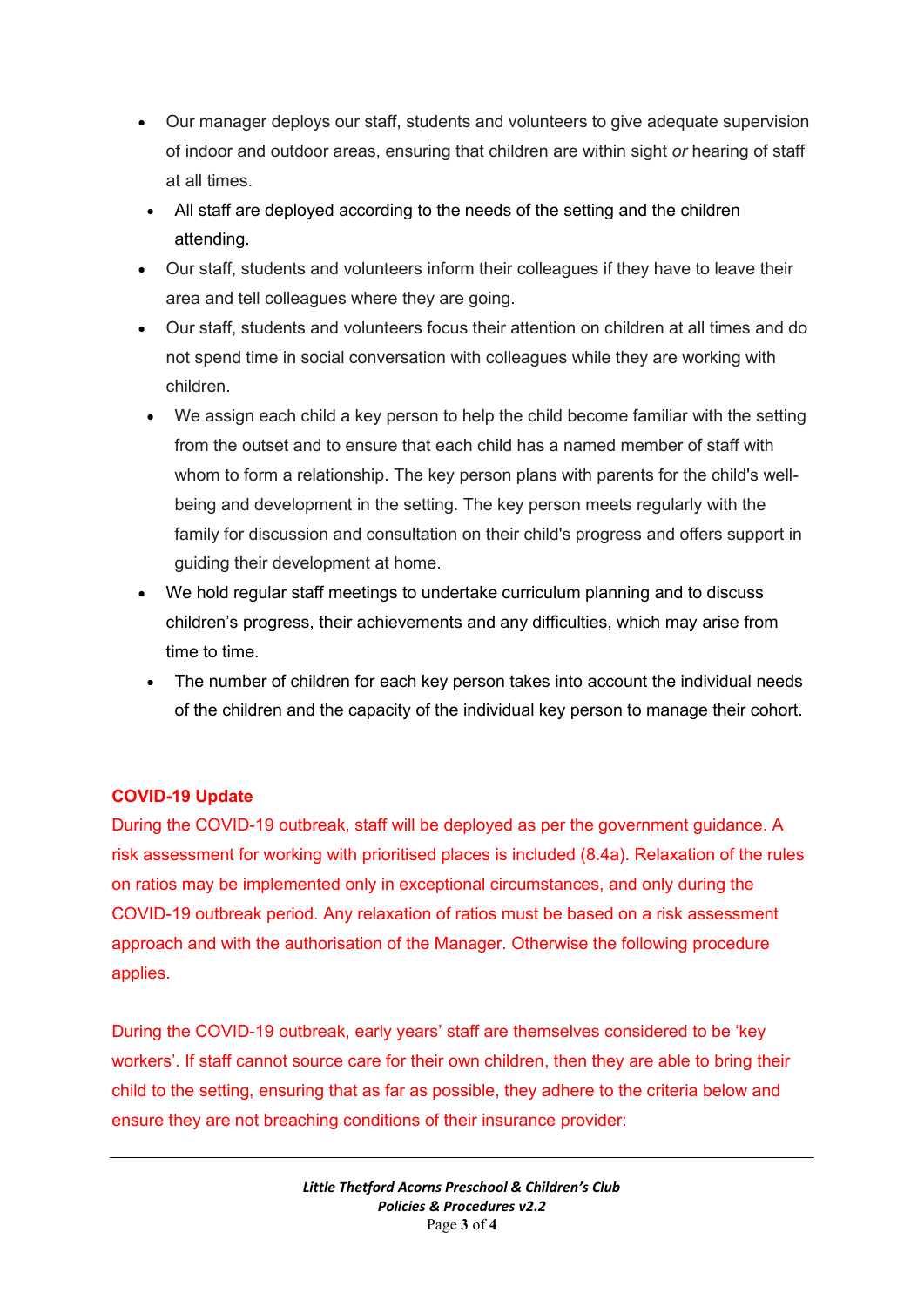- Our manager deploys our staff, students and volunteers to give adequate supervision of indoor and outdoor areas, ensuring that children are within sight *or* hearing of staff at all times.
- All staff are deployed according to the needs of the setting and the children attending.
- Our staff, students and volunteers inform their colleagues if they have to leave their area and tell colleagues where they are going.
- Our staff, students and volunteers focus their attention on children at all times and do not spend time in social conversation with colleagues while they are working with children.
- We assign each child a key person to help the child become familiar with the setting from the outset and to ensure that each child has a named member of staff with whom to form a relationship. The key person plans with parents for the child's well-being and development in the setting. The key person meets regularly with the family for discussion and consultation on their child's progress and offers support in guiding their development at home.
- We hold regular staff meetings to undertake curriculum planning and to discuss children's progress, their achievements and any difficulties, which may arise from time to time.
- The number of children for each key person takes into account the individual needs of the children and the capacity of the individual key person to manage their cohort.

**COVID-19 Update**

During the COVID-19 outbreak, staff will be deployed as per the government guidance. A risk assessment for working with prioritised places is included (8.4a). Relaxation of the rules on ratios may be implemented only in exceptional circumstances, and only during the COVID-19 outbreak period. Any relaxation of ratios must be based on a risk assessment approach and with the authorisation of the Manager. Otherwise the following procedure applies.

During the COVID-19 outbreak, early years' staff are themselves considered to be 'key workers'. If staff cannot source care for their own children, then they are able to bring their child to the setting, ensuring that as far as possible, they adhere to the criteria below and ensure they are not breaching conditions of their insurance provider: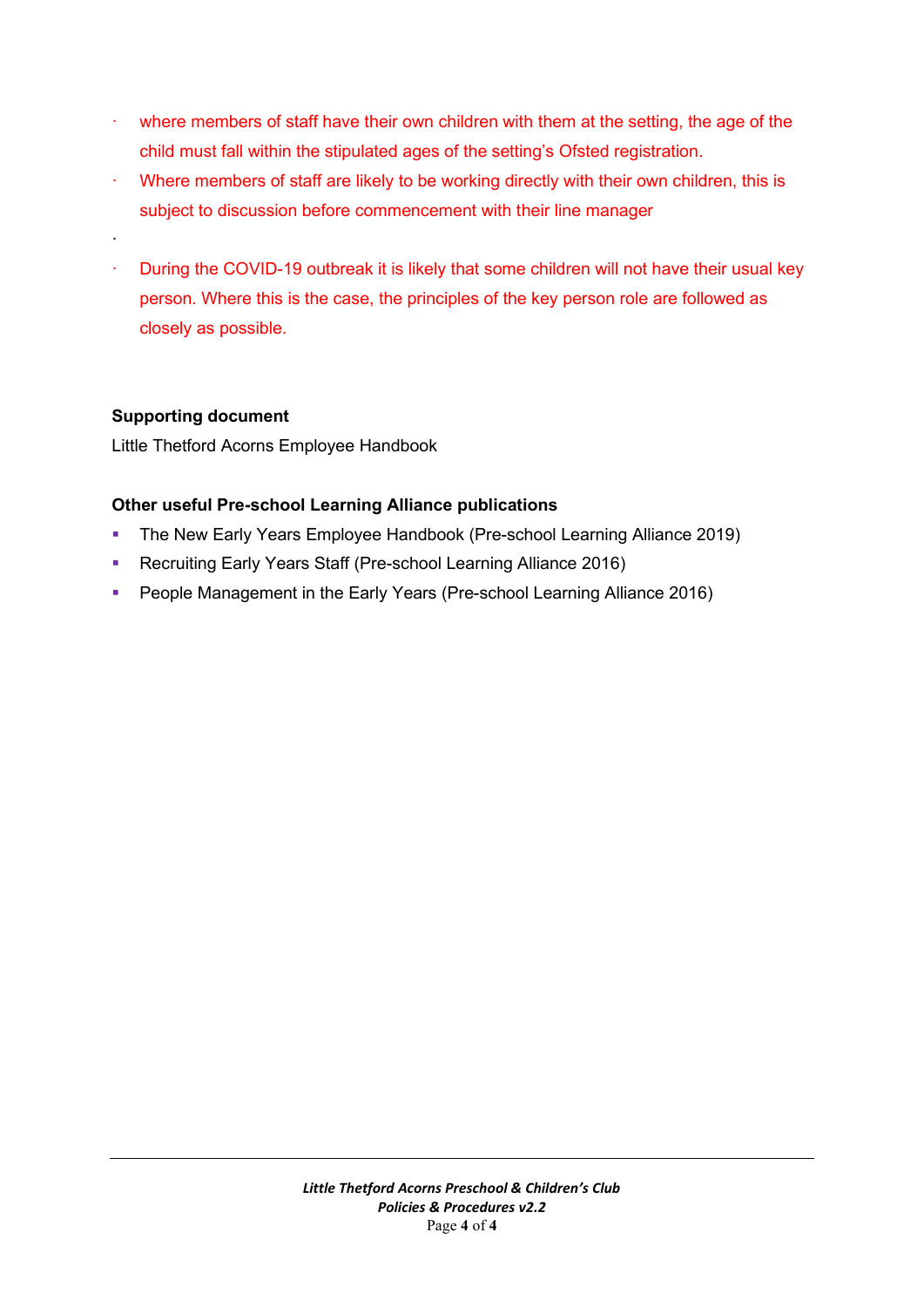- where members of staff have their own children with them at the setting, the age of the child must fall within the stipulated ages of the setting's Ofsted registration.
- Where members of staff are likely to be working directly with their own children, this is subject to discussion before commencement with their line manager
- During the COVID-19 outbreak it is likely that some children will not have their usual key person. Where this is the case, the principles of the key person role are followed as closely as possible.

**Supporting document**

Little Thetford Acorns Employee Handbook

**Other useful Pre-school Learning Alliance publications**

- The New Early Years Employee Handbook (Pre-school Learning Alliance 2019)
- Recruiting Early Years Staff (Pre-school Learning Alliance 2016)
- People Management in the Early Years (Pre-school Learning Alliance 2016)